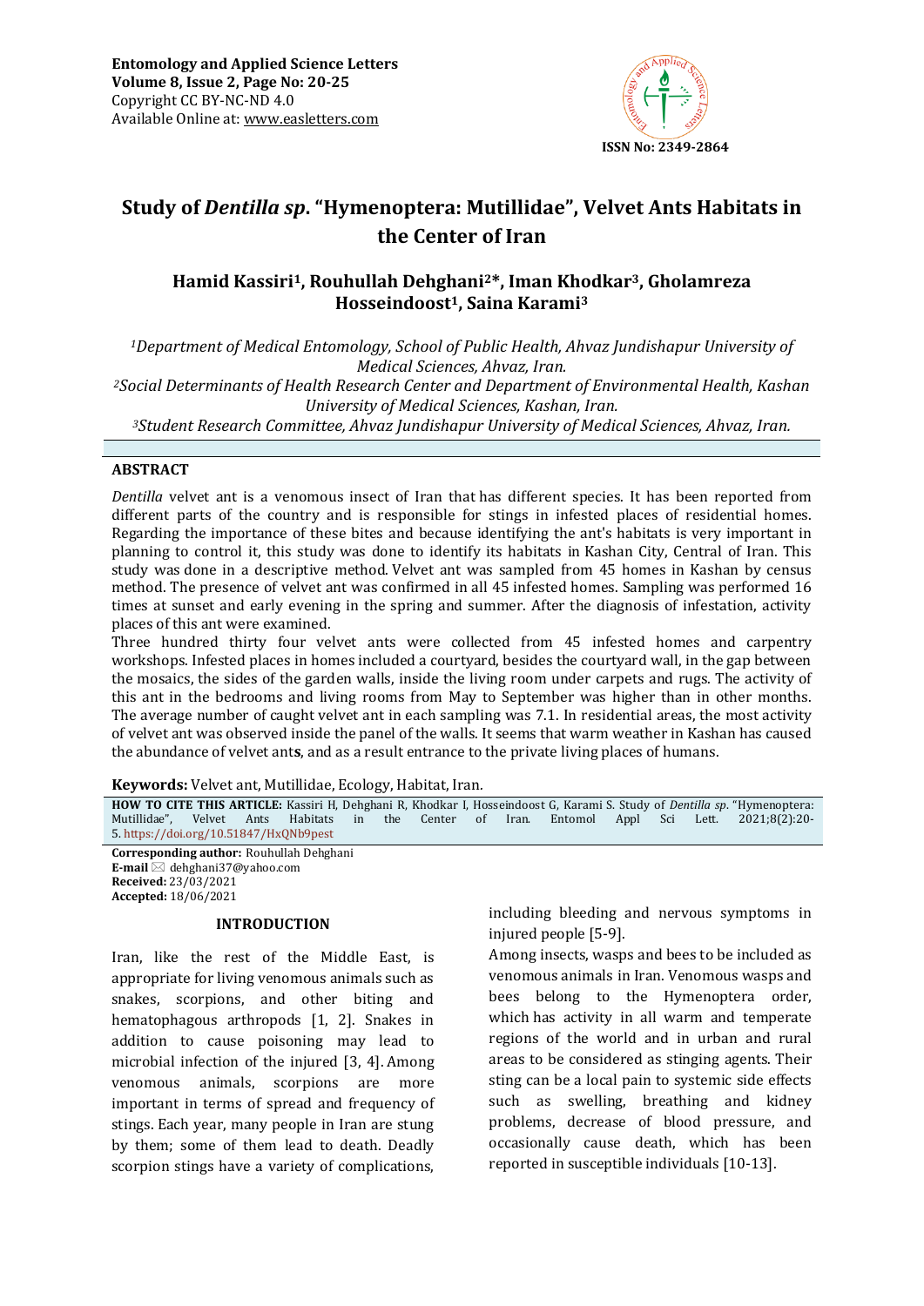Entomology and Applied Science Letters
Volume 8, Issue 2, Page No: 20-25
Copyright CC BY-NC-ND 4.0
Available Online at: www.easletters.com

ISSN No: 2349-2864

# Study of *Dentilla sp*. "Hymenoptera: Mutillidae", Velvet Ants Habitats in the Center of Iran

**Hamid Kassiri[1], Rouhullah Dehghani[2]*, Iman Khodkar[3], Gholamreza Hosseindoost[1], Saina Karami[3]**

*[1]Department of Medical Entomology, School of Public Health, Ahvaz Jundishapur University of Medical Sciences, Ahvaz, Iran.*
*[2]Social Determinants of Health Research Center and Department of Environmental Health, Kashan University of Medical Sciences, Kashan, Iran.*
*[3]Student Research Committee, Ahvaz Jundishapur University of Medical Sciences, Ahvaz, Iran.*

## ABSTRACT

*Dentilla* velvet ant is a venomous insect of Iran that has different species. It has been reported from different parts of the country and is responsible for stings in infested places of residential homes. Regarding the importance of these bites and because identifying the ant's habitats is very important in planning to control it, this study was done to identify its habitats in Kashan City, Central of Iran. This study was done in a descriptive method. Velvet ant was sampled from 45 homes in Kashan by census method. The presence of velvet ant was confirmed in all 45 infested homes. Sampling was performed 16 times at sunset and early evening in the spring and summer. After the diagnosis of infestation, activity places of this ant were examined.

Three hundred thirty four velvet ants were collected from 45 infested homes and carpentry workshops. Infested places in homes included a courtyard, besides the courtyard wall, in the gap between the mosaics, the sides of the garden walls, inside the living room under carpets and rugs. The activity of this ant in the bedrooms and living rooms from May to September was higher than in other months. The average number of caught velvet ant in each sampling was 7.1. In residential areas, the most activity of velvet ant was observed inside the panel of the walls. It seems that warm weather in Kashan has caused the abundance of velvet ant**s**, and as a result entrance to the private living places of humans.

**Keywords:** Velvet ant, Mutillidae, Ecology, Habitat, Iran.

**HOW TO CITE THIS ARTICLE:** Kassiri H, Dehghani R, Khodkar I, Hosseindoost G, Karami S. Study of *Dentilla sp*. "Hymenoptera: Mutillidae", Velvet Ants Habitats in the Center of Iran. Entomol Appl Sci Lett. 2021;8(2):20-5. https://doi.org/10.51847/HxQNb9pest

**Corresponding author:** Rouhullah Dehghani
**E-mail** ✉ dehghani37@yahoo.com
**Received:** 23/03/2021
**Accepted:** 18/06/2021

## INTRODUCTION

Iran, like the rest of the Middle East, is appropriate for living venomous animals such as snakes, scorpions, and other biting and hematophagous arthropods [1, 2]. Snakes in addition to cause poisoning may lead to microbial infection of the injured [3, 4]. Among venomous animals, scorpions are more important in terms of spread and frequency of stings. Each year, many people in Iran are stung by them; some of them lead to death. Deadly scorpion stings have a variety of complications, including bleeding and nervous symptoms in injured people [5-9].

Among insects, wasps and bees to be included as venomous animals in Iran. Venomous wasps and bees belong to the Hymenoptera order, which has activity in all warm and temperate regions of the world and in urban and rural areas to be considered as stinging agents. Their sting can be a local pain to systemic side effects such as swelling, breathing and kidney problems, decrease of blood pressure, and occasionally cause death, which has been reported in susceptible individuals [10-13].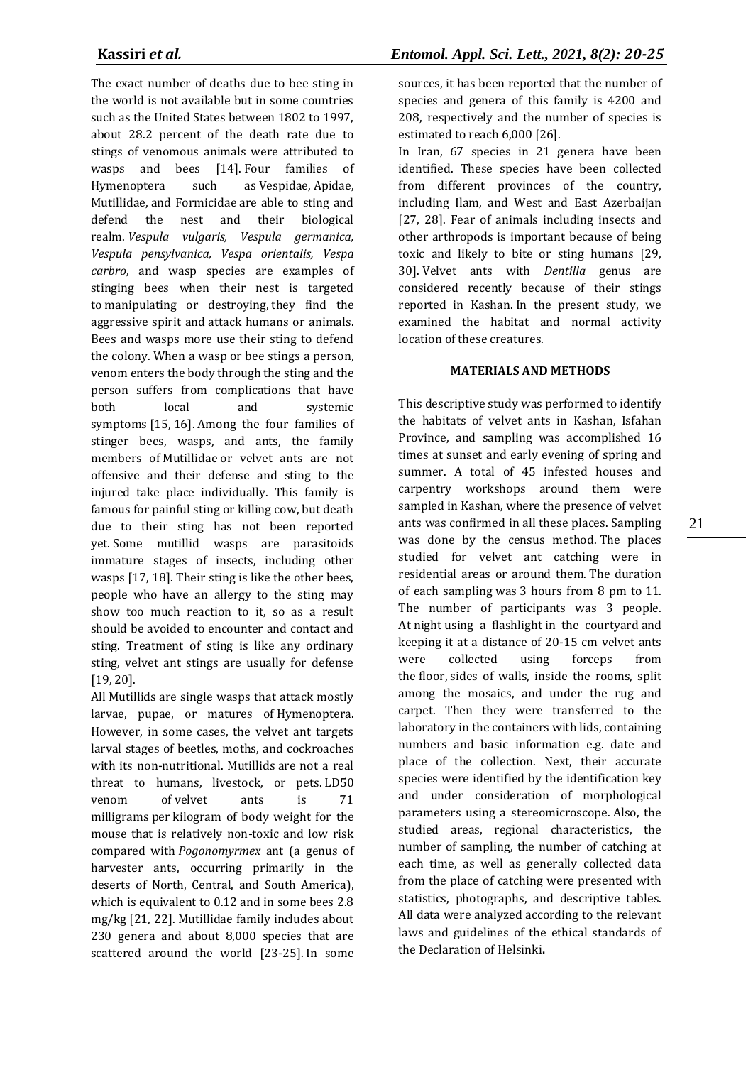The exact number of deaths due to bee sting in the world is not available but in some countries such as the United States between 1802 to 1997, about 28.2 percent of the death rate due to stings of venomous animals were attributed to wasps and bees [14]. Four families of Hymenoptera such as Vespidae, Apidae, Mutillidae, and Formicidae are able to sting and defend the nest and their biological realm. *Vespula vulgaris, Vespula germanica, Vespula pensylvanica, Vespa orientalis, Vespa carbro*, and wasp species are examples of stinging bees when their nest is targeted to manipulating or destroying, they find the aggressive spirit and attack humans or animals. Bees and wasps more use their sting to defend the colony. When a wasp or bee stings a person, venom enters the body through the sting and the person suffers from complications that have both local and systemic symptoms [15, 16]. Among the four families of stinger bees, wasps, and ants, the family members of Mutillidae or velvet ants are not offensive and their defense and sting to the injured take place individually. This family is famous for painful sting or killing cow, but death due to their sting has not been reported yet. Some mutillid wasps are parasitoids immature stages of insects, including other wasps [17, 18]. Their sting is like the other bees, people who have an allergy to the sting may show too much reaction to it, so as a result should be avoided to encounter and contact and sting. Treatment of sting is like any ordinary sting, velvet ant stings are usually for defense [19, 20].

All Mutillids are single wasps that attack mostly larvae, pupae, or matures of Hymenoptera. However, in some cases, the velvet ant targets larval stages of beetles, moths, and cockroaches with its non-nutritional. Mutillids are not a real threat to humans, livestock, or pets. LD50 venom of velvet ants is 71 milligrams per kilogram of body weight for the mouse that is relatively non-toxic and low risk compared with *Pogonomyrmex* ant (a genus of harvester ants, occurring primarily in the deserts of North, Central, and South America), which is equivalent to 0.12 and in some bees 2.8 mg/kg [21, 22]. Mutillidae family includes about 230 genera and about 8,000 species that are scattered around the world [23-25]. In some sources, it has been reported that the number of species and genera of this family is 4200 and 208, respectively and the number of species is estimated to reach 6,000 [26].

In Iran, 67 species in 21 genera have been identified. These species have been collected from different provinces of the country, including Ilam, and West and East Azerbaijan [27, 28]. Fear of animals including insects and other arthropods is important because of being toxic and likely to bite or sting humans [29, 30]. Velvet ants with *Dentilla* genus are considered recently because of their stings reported in Kashan. In the present study, we examined the habitat and normal activity location of these creatures.

## MATERIALS AND METHODS

This descriptive study was performed to identify the habitats of velvet ants in Kashan, Isfahan Province, and sampling was accomplished 16 times at sunset and early evening of spring and summer. A total of 45 infested houses and carpentry workshops around them were sampled in Kashan, where the presence of velvet ants was confirmed in all these places. Sampling was done by the census method. The places studied for velvet ant catching were in residential areas or around them. The duration of each sampling was 3 hours from 8 pm to 11. The number of participants was 3 people. At night using a flashlight in the courtyard and keeping it at a distance of 20-15 cm velvet ants were collected using forceps from the floor, sides of walls, inside the rooms, split among the mosaics, and under the rug and carpet. Then they were transferred to the laboratory in the containers with lids, containing numbers and basic information e.g. date and place of the collection. Next, their accurate species were identified by the identification key and under consideration of morphological parameters using a stereomicroscope. Also, the studied areas, regional characteristics, the number of sampling, the number of catching at each time, as well as generally collected data from the place of catching were presented with statistics, photographs, and descriptive tables. All data were analyzed according to the relevant laws and guidelines of the ethical standards of the Declaration of Helsinki**.**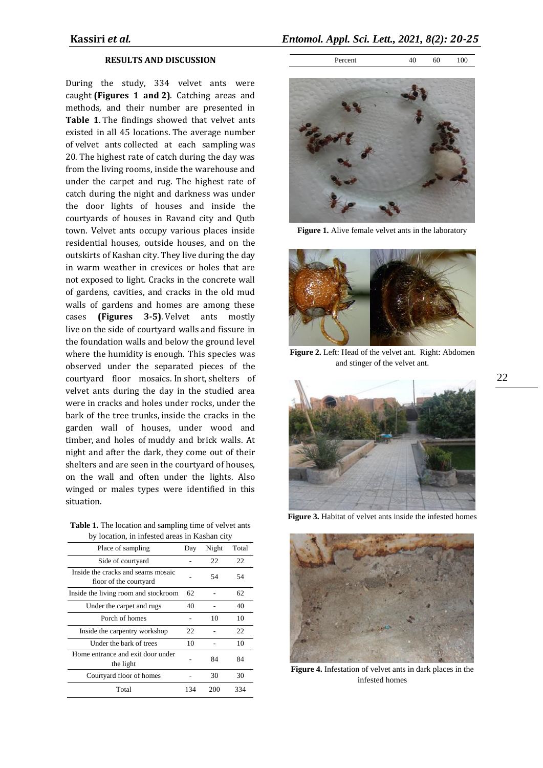## RESULTS AND DISCUSSION

During the study, 334 velvet ants were caught **(Figures 1 and 2)**. Catching areas and methods, and their number are presented in **Table 1**. The findings showed that velvet ants existed in all 45 locations. The average number of velvet ants collected at each sampling was 20. The highest rate of catch during the day was from the living rooms, inside the warehouse and under the carpet and rug. The highest rate of catch during the night and darkness was under the door lights of houses and inside the courtyards of houses in Ravand city and Qutb town. Velvet ants occupy various places inside residential houses, outside houses, and on the outskirts of Kashan city. They live during the day in warm weather in crevices or holes that are not exposed to light. Cracks in the concrete wall of gardens, cavities, and cracks in the old mud walls of gardens and homes are among these cases **(Figures 3-5)**. Velvet ants mostly live on the side of courtyard walls and fissure in the foundation walls and below the ground level where the humidity is enough. This species was observed under the separated pieces of the courtyard floor mosaics. In short, shelters of velvet ants during the day in the studied area were in cracks and holes under rocks, under the bark of the tree trunks, inside the cracks in the garden wall of houses, under wood and timber, and holes of muddy and brick walls. At night and after the dark, they come out of their shelters and are seen in the courtyard of houses, on the wall and often under the lights. Also winged or males types were identified in this situation.

**Table 1.** The location and sampling time of velvet ants by location, in infested areas in Kashan city

| Place of sampling | Day | Night | Total |
|---|---|---|---|
| Side of courtyard | - | 22 | 22 |
| Inside the cracks and seams mosaic floor of the courtyard | - | 54 | 54 |
| Inside the living room and stockroom | 62 | - | 62 |
| Under the carpet and rugs | 40 | - | 40 |
| Porch of homes | - | 10 | 10 |
| Inside the carpentry workshop | 22 | - | 22 |
| Under the bark of trees | 10 | - | 10 |
| Home entrance and exit door under the light | - | 84 | 84 |
| Courtyard floor of homes | - | 30 | 30 |
| Total | 134 | 200 | 334 |
| Percent | 40 | 60 | 100 |

**Figure 1.** Alive female velvet ants in the laboratory

**Figure 2.** Left: Head of the velvet ant. Right: Abdomen and stinger of the velvet ant.

**Figure 3.** Habitat of velvet ants inside the infested homes

**Figure 4.** Infestation of velvet ants in dark places in the infested homes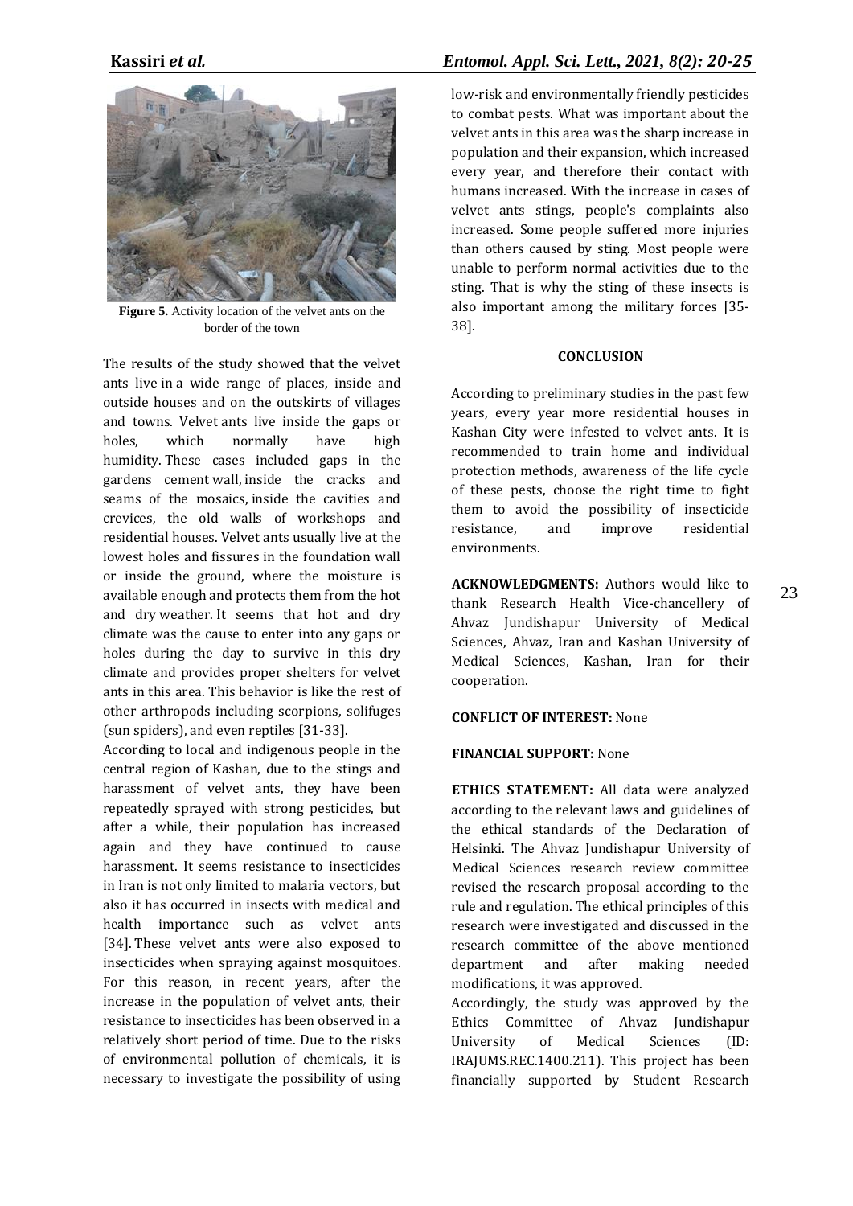**Figure 5.** Activity location of the velvet ants on the border of the town

The results of the study showed that the velvet ants live in a wide range of places, inside and outside houses and on the outskirts of villages and towns. Velvet ants live inside the gaps or holes, which normally have high humidity. These cases included gaps in the gardens cement wall, inside the cracks and seams of the mosaics, inside the cavities and crevices, the old walls of workshops and residential houses. Velvet ants usually live at the lowest holes and fissures in the foundation wall or inside the ground, where the moisture is available enough and protects them from the hot and dry weather. It seems that hot and dry climate was the cause to enter into any gaps or holes during the day to survive in this dry climate and provides proper shelters for velvet ants in this area. This behavior is like the rest of other arthropods including scorpions, solifuges (sun spiders), and even reptiles [31-33].

According to local and indigenous people in the central region of Kashan, due to the stings and harassment of velvet ants, they have been repeatedly sprayed with strong pesticides, but after a while, their population has increased again and they have continued to cause harassment. It seems resistance to insecticides in Iran is not only limited to malaria vectors, but also it has occurred in insects with medical and health importance such as velvet ants [34]. These velvet ants were also exposed to insecticides when spraying against mosquitoes. For this reason, in recent years, after the increase in the population of velvet ants, their resistance to insecticides has been observed in a relatively short period of time. Due to the risks of environmental pollution of chemicals, it is necessary to investigate the possibility of using low-risk and environmentally friendly pesticides to combat pests. What was important about the velvet ants in this area was the sharp increase in population and their expansion, which increased every year, and therefore their contact with humans increased. With the increase in cases of velvet ants stings, people's complaints also increased. Some people suffered more injuries than others caused by sting. Most people were unable to perform normal activities due to the sting. That is why the sting of these insects is also important among the military forces [35-38].

## CONCLUSION

According to preliminary studies in the past few years, every year more residential houses in Kashan City were infested to velvet ants. It is recommended to train home and individual protection methods, awareness of the life cycle of these pests, choose the right time to fight them to avoid the possibility of insecticide resistance, and improve residential environments.

**ACKNOWLEDGMENTS:** Authors would like to thank Research Health Vice-chancellery of Ahvaz Jundishapur University of Medical Sciences, Ahvaz, Iran and Kashan University of Medical Sciences, Kashan, Iran for their cooperation.

**CONFLICT OF INTEREST:** None

**FINANCIAL SUPPORT:** None

**ETHICS STATEMENT:** All data were analyzed according to the relevant laws and guidelines of the ethical standards of the Declaration of Helsinki. The Ahvaz Jundishapur University of Medical Sciences research review committee revised the research proposal according to the rule and regulation. The ethical principles of this research were investigated and discussed in the research committee of the above mentioned department and after making needed modifications, it was approved.

Accordingly, the study was approved by the Ethics Committee of Ahvaz Jundishapur University of Medical Sciences (ID: IRAJUMS.REC.1400.211). This project has been financially supported by Student Research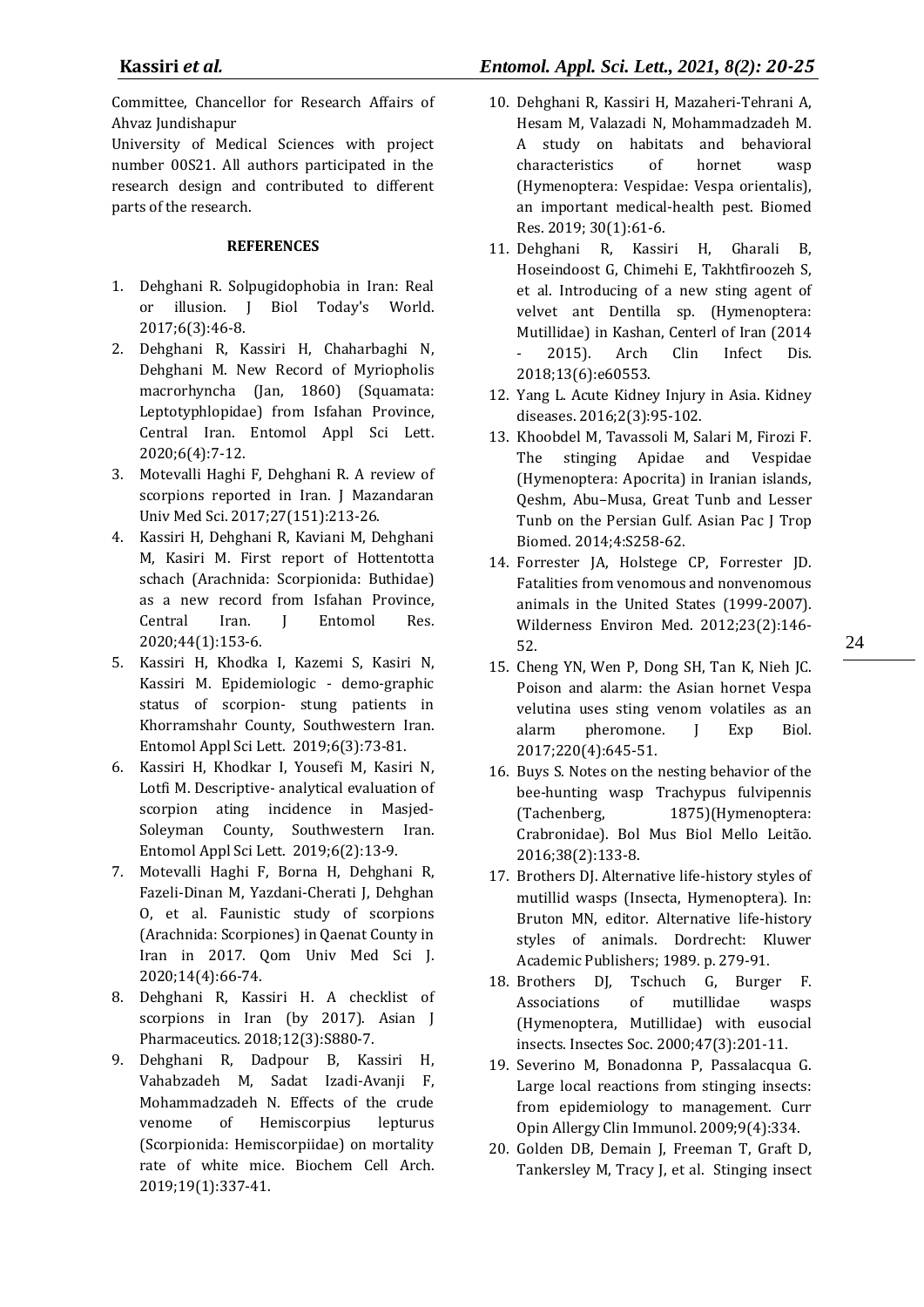Committee, Chancellor for Research Affairs of Ahvaz Jundishapur University of Medical Sciences with project number 00S21. All authors participated in the research design and contributed to different parts of the research.

## REFERENCES

1. Dehghani R. Solpugidophobia in Iran: Real or illusion. J Biol Today's World. 2017;6(3):46-8.
2. Dehghani R, Kassiri H, Chaharbaghi N, Dehghani M. New Record of Myriopholis macrorhyncha (Jan, 1860) (Squamata: Leptotyphlopidae) from Isfahan Province, Central Iran. Entomol Appl Sci Lett. 2020;6(4):7-12.
3. Motevalli Haghi F, Dehghani R. A review of scorpions reported in Iran. J Mazandaran Univ Med Sci. 2017;27(151):213-26.
4. Kassiri H, Dehghani R, Kaviani M, Dehghani M, Kasiri M. First report of Hottentotta schach (Arachnida: Scorpionida: Buthidae) as a new record from Isfahan Province, Central Iran. J Entomol Res. 2020;44(1):153-6.
5. Kassiri H, Khodka I, Kazemi S, Kasiri N, Kassiri M. Epidemiologic - demo-graphic status of scorpion- stung patients in Khorramshahr County, Southwestern Iran. Entomol Appl Sci Lett. 2019;6(3):73-81.
6. Kassiri H, Khodkar I, Yousefi M, Kasiri N, Lotfi M. Descriptive- analytical evaluation of scorpion ating incidence in Masjed-Soleyman County, Southwestern Iran. Entomol Appl Sci Lett. 2019;6(2):13-9.
7. Motevalli Haghi F, Borna H, Dehghani R, Fazeli-Dinan M, Yazdani-Cherati J, Dehghan O, et al. Faunistic study of scorpions (Arachnida: Scorpiones) in Qaenat County in Iran in 2017. Qom Univ Med Sci J. 2020;14(4):66-74.
8. Dehghani R, Kassiri H. A checklist of scorpions in Iran (by 2017). Asian J Pharmaceutics. 2018;12(3):S880-7.
9. Dehghani R, Dadpour B, Kassiri H, Vahabzadeh M, Sadat Izadi-Avanji F, Mohammadzadeh N. Effects of the crude venome of Hemiscorpius lepturus (Scorpionida: Hemiscorpiidae) on mortality rate of white mice. Biochem Cell Arch. 2019;19(1):337-41.
10. Dehghani R, Kassiri H, Mazaheri-Tehrani A, Hesam M, Valazadi N, Mohammadzadeh M. A study on habitats and behavioral characteristics of hornet wasp (Hymenoptera: Vespidae: Vespa orientalis), an important medical-health pest. Biomed Res. 2019; 30(1):61-6.
11. Dehghani R, Kassiri H, Gharali B, Hoseindoost G, Chimehi E, Takhtfiroozeh S, et al. Introducing of a new sting agent of velvet ant Dentilla sp. (Hymenoptera: Mutillidae) in Kashan, Centerl of Iran (2014 - 2015). Arch Clin Infect Dis. 2018;13(6):e60553.
12. Yang L. Acute Kidney Injury in Asia. Kidney diseases. 2016;2(3):95-102.
13. Khoobdel M, Tavassoli M, Salari M, Firozi F. The stinging Apidae and Vespidae (Hymenoptera: Apocrita) in Iranian islands, Qeshm, Abu–Musa, Great Tunb and Lesser Tunb on the Persian Gulf. Asian Pac J Trop Biomed. 2014;4:S258-62.
14. Forrester JA, Holstege CP, Forrester JD. Fatalities from venomous and nonvenomous animals in the United States (1999-2007). Wilderness Environ Med. 2012;23(2):146-52.
15. Cheng YN, Wen P, Dong SH, Tan K, Nieh JC. Poison and alarm: the Asian hornet Vespa velutina uses sting venom volatiles as an alarm pheromone. J Exp Biol. 2017;220(4):645-51.
16. Buys S. Notes on the nesting behavior of the bee-hunting wasp Trachypus fulvipennis (Tachenberg, 1875)(Hymenoptera: Crabronidae). Bol Mus Biol Mello Leitão. 2016;38(2):133-8.
17. Brothers DJ. Alternative life-history styles of mutillid wasps (Insecta, Hymenoptera). In: Bruton MN, editor. Alternative life-history styles of animals. Dordrecht: Kluwer Academic Publishers; 1989. p. 279-91.
18. Brothers DJ, Tschuch G, Burger F. Associations of mutillidae wasps (Hymenoptera, Mutillidae) with eusocial insects. Insectes Soc. 2000;47(3):201-11.
19. Severino M, Bonadonna P, Passalacqua G. Large local reactions from stinging insects: from epidemiology to management. Curr Opin Allergy Clin Immunol. 2009;9(4):334.
20. Golden DB, Demain J, Freeman T, Graft D, Tankersley M, Tracy J, et al. Stinging insect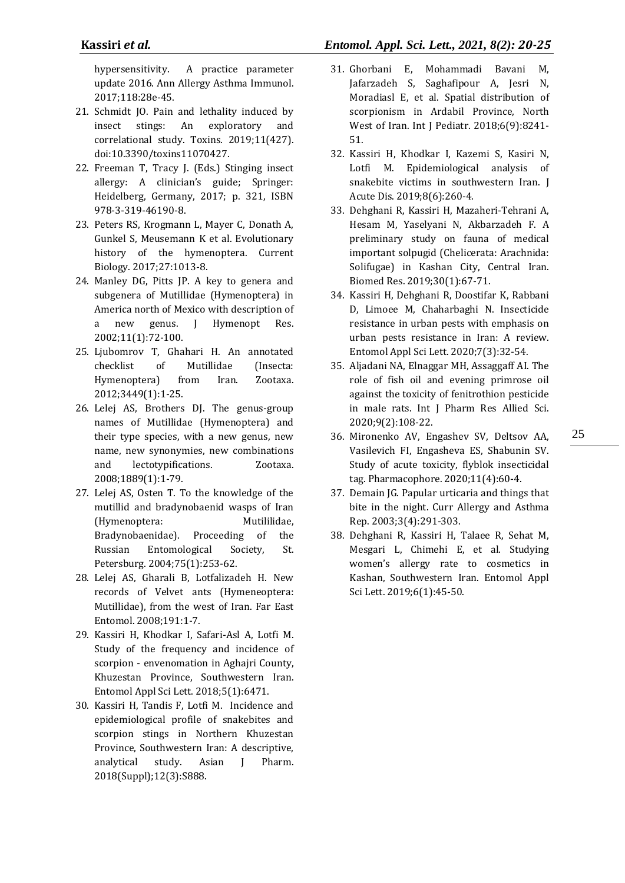hypersensitivity. A practice parameter update 2016. Ann Allergy Asthma Immunol. 2017;118:28e-45.

21. Schmidt JO. Pain and lethality induced by insect stings: An exploratory and correlational study. Toxins. 2019;11(427). doi:10.3390/toxins11070427.
22. Freeman T, Tracy J. (Eds.) Stinging insect allergy: A clinician's guide; Springer: Heidelberg, Germany, 2017; p. 321, ISBN 978-3-319-46190-8.
23. Peters RS, Krogmann L, Mayer C, Donath A, Gunkel S, Meusemann K et al. Evolutionary history of the hymenoptera. Current Biology. 2017;27:1013-8.
24. Manley DG, Pitts JP. A key to genera and subgenera of Mutillidae (Hymenoptera) in America north of Mexico with description of a new genus. J Hymenopt Res. 2002;11(1):72-100.
25. Ljubomrov T, Ghahari H. An annotated checklist of Mutillidae (Insecta: Hymenoptera) from Iran. Zootaxa. 2012;3449(1):1-25.
26. Lelej AS, Brothers DJ. The genus-group names of Mutillidae (Hymenoptera) and their type species, with a new genus, new name, new synonymies, new combinations and lectotypifications. Zootaxa. 2008;1889(1):1-79.
27. Lelej AS, Osten T. To the knowledge of the mutillid and bradynobaenid wasps of Iran (Hymenoptera: Mutililidae, Bradynobaenidae). Proceeding of the Russian Entomological Society, St. Petersburg. 2004;75(1):253-62.
28. Lelej AS, Gharali B, Lotfalizadeh H. New records of Velvet ants (Hymeneoptera: Mutillidae), from the west of Iran. Far East Entomol. 2008;191:1-7.
29. Kassiri H, Khodkar I, Safari-Asl A, Lotfi M. Study of the frequency and incidence of scorpion - envenomation in Aghajri County, Khuzestan Province, Southwestern Iran. Entomol Appl Sci Lett. 2018;5(1):6471.
30. Kassiri H, Tandis F, Lotfi M. Incidence and epidemiological profile of snakebites and scorpion stings in Northern Khuzestan Province, Southwestern Iran: A descriptive, analytical study. Asian J Pharm. 2018(Suppl);12(3):S888.
31. Ghorbani E, Mohammadi Bavani M, Jafarzadeh S, Saghafipour A, Jesri N, Moradiasl E, et al. Spatial distribution of scorpionism in Ardabil Province, North West of Iran. Int J Pediatr. 2018;6(9):8241-51.
32. Kassiri H, Khodkar I, Kazemi S, Kasiri N, Lotfi M. Epidemiological analysis of snakebite victims in southwestern Iran. J Acute Dis. 2019;8(6):260-4.
33. Dehghani R, Kassiri H, Mazaheri-Tehrani A, Hesam M, Yaselyani N, Akbarzadeh F. A preliminary study on fauna of medical important solpugid (Chelicerata: Arachnida: Solifugae) in Kashan City, Central Iran. Biomed Res. 2019;30(1):67-71.
34. Kassiri H, Dehghani R, Doostifar K, Rabbani D, Limoee M, Chaharbaghi N. Insecticide resistance in urban pests with emphasis on urban pests resistance in Iran: A review. Entomol Appl Sci Lett. 2020;7(3):32-54.
35. Aljadani NA, Elnaggar MH, Assaggaff AI. The role of fish oil and evening primrose oil against the toxicity of fenitrothion pesticide in male rats. Int J Pharm Res Allied Sci. 2020;9(2):108-22.
36. Mironenko AV, Engashev SV, Deltsov AA, Vasilevich FI, Engasheva ES, Shabunin SV. Study of acute toxicity, flyblok insecticidal tag. Pharmacophore. 2020;11(4):60-4.
37. Demain JG. Papular urticaria and things that bite in the night. Curr Allergy and Asthma Rep. 2003;3(4):291-303.
38. Dehghani R, Kassiri H, Talaee R, Sehat M, Mesgari L, Chimehi E, et al. Studying women's allergy rate to cosmetics in Kashan, Southwestern Iran. Entomol Appl Sci Lett. 2019;6(1):45-50.